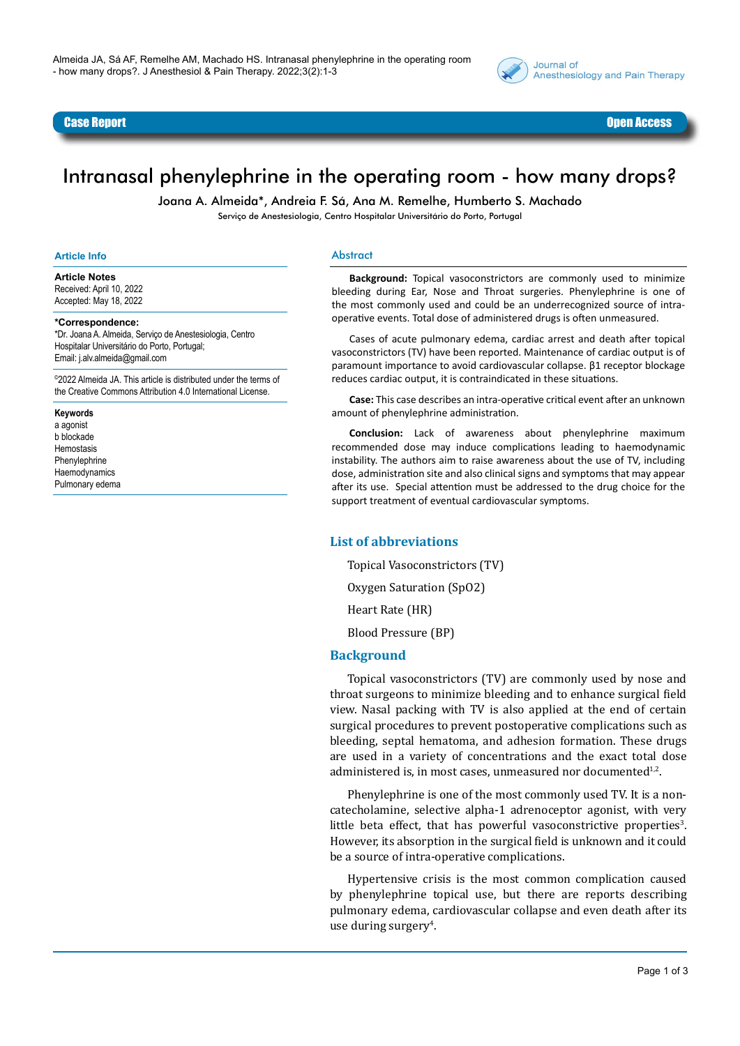Case Report | Open Access

# Intranasal phenylephrine in the operating room - how many drops?

Joana A. Almeida*, Andreia F. Sá, Ana M. Remelhe, Humberto S. Machado

Serviço de Anestesiologia, Centro Hospitalar Universitário do Porto, Portugal

## Article Info

**Article Notes**

Received: April 10, 2022

Accepted: May 18, 2022

***Correspondence:**

*Dr. Joana A. Almeida, Serviço de Anestesiologia, Centro Hospitalar Universitário do Porto, Portugal;

Email: j.alv.almeida@gmail.com

©2022 Almeida JA. This article is distributed under the terms of the Creative Commons Attribution 4.0 International License.

**Keywords**

a agonist

b blockade

Hemostasis

Phenylephrine

Haemodynamics

Pulmonary edema

## Abstract

**Background:** Topical vasoconstrictors are commonly used to minimize bleeding during Ear, Nose and Throat surgeries. Phenylephrine is one of the most commonly used and could be an underrecognized source of intra-operative events. Total dose of administered drugs is often unmeasured.

Cases of acute pulmonary edema, cardiac arrest and death after topical vasoconstrictors (TV) have been reported. Maintenance of cardiac output is of paramount importance to avoid cardiovascular collapse. β1 receptor blockage reduces cardiac output, it is contraindicated in these situations.

**Case:** This case describes an intra-operative critical event after an unknown amount of phenylephrine administration.

**Conclusion:** Lack of awareness about phenylephrine maximum recommended dose may induce complications leading to haemodynamic instability. The authors aim to raise awareness about the use of TV, including dose, administration site and also clinical signs and symptoms that may appear after its use. Special attention must be addressed to the drug choice for the support treatment of eventual cardiovascular symptoms.

## List of abbreviations

Topical Vasoconstrictors (TV)

Oxygen Saturation (SpO2)

Heart Rate (HR)

Blood Pressure (BP)

## Background

Topical vasoconstrictors (TV) are commonly used by nose and throat surgeons to minimize bleeding and to enhance surgical field view. Nasal packing with TV is also applied at the end of certain surgical procedures to prevent postoperative complications such as bleeding, septal hematoma, and adhesion formation. These drugs are used in a variety of concentrations and the exact total dose administered is, in most cases, unmeasured nor documented[1,2].

Phenylephrine is one of the most commonly used TV. It is a non-catecholamine, selective alpha-1 adrenoceptor agonist, with very little beta effect, that has powerful vasoconstrictive properties[3]. However, its absorption in the surgical field is unknown and it could be a source of intra-operative complications.

Hypertensive crisis is the most common complication caused by phenylephrine topical use, but there are reports describing pulmonary edema, cardiovascular collapse and even death after its use during surgery[4].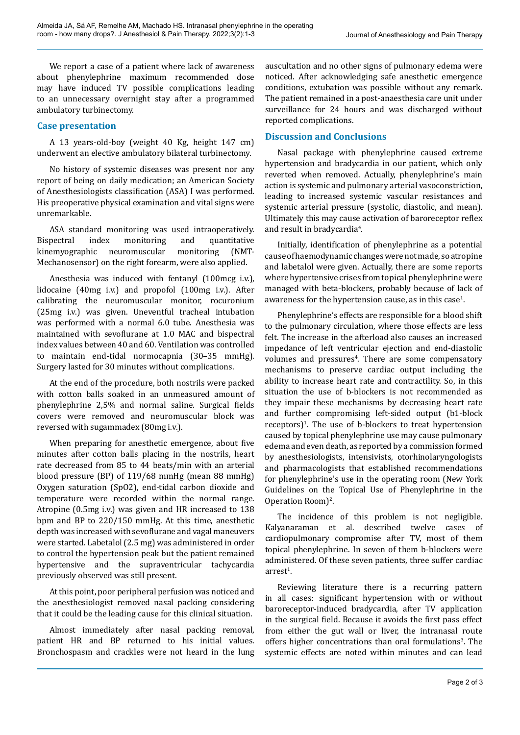We report a case of a patient where lack of awareness about phenylephrine maximum recommended dose may have induced TV possible complications leading to an unnecessary overnight stay after a programmed ambulatory turbinectomy.

## Case presentation

A 13 years-old-boy (weight 40 Kg, height 147 cm) underwent an elective ambulatory bilateral turbinectomy.

No history of systemic diseases was present nor any report of being on daily medication; an American Society of Anesthesiologists classification (ASA) I was performed. His preoperative physical examination and vital signs were unremarkable.

ASA standard monitoring was used intraoperatively. Bispectral index monitoring and quantitative kinemyographic neuromuscular monitoring (NMT-Mechanosensor) on the right forearm, were also applied.

Anesthesia was induced with fentanyl (100mcg i.v.), lidocaine (40mg i.v.) and propofol (100mg i.v.). After calibrating the neuromuscular monitor, rocuronium (25mg i.v.) was given. Uneventful tracheal intubation was performed with a normal 6.0 tube. Anesthesia was maintained with sevoflurane at 1.0 MAC and bispectral index values between 40 and 60. Ventilation was controlled to maintain end-tidal normocapnia (30–35 mmHg). Surgery lasted for 30 minutes without complications.

At the end of the procedure, both nostrils were packed with cotton balls soaked in an unmeasured amount of phenylephrine 2,5% and normal saline. Surgical fields covers were removed and neuromuscular block was reversed with sugammadex (80mg i.v.).

When preparing for anesthetic emergence, about five minutes after cotton balls placing in the nostrils, heart rate decreased from 85 to 44 beats/min with an arterial blood pressure (BP) of 119/68 mmHg (mean 88 mmHg) Oxygen saturation (SpO2), end-tidal carbon dioxide and temperature were recorded within the normal range. Atropine (0.5mg i.v.) was given and HR increased to 138 bpm and BP to 220/150 mmHg. At this time, anesthetic depth was increased with sevoflurane and vagal maneuvers were started. Labetalol (2.5 mg) was administered in order to control the hypertension peak but the patient remained hypertensive and the supraventricular tachycardia previously observed was still present.

At this point, poor peripheral perfusion was noticed and the anesthesiologist removed nasal packing considering that it could be the leading cause for this clinical situation.

Almost immediately after nasal packing removal, patient HR and BP returned to his initial values. Bronchospasm and crackles were not heard in the lung auscultation and no other signs of pulmonary edema were noticed. After acknowledging safe anesthetic emergence conditions, extubation was possible without any remark. The patient remained in a post-anaesthesia care unit under surveillance for 24 hours and was discharged without reported complications.

## Discussion and Conclusions

Nasal package with phenylephrine caused extreme hypertension and bradycardia in our patient, which only reverted when removed. Actually, phenylephrine's main action is systemic and pulmonary arterial vasoconstriction, leading to increased systemic vascular resistances and systemic arterial pressure (systolic, diastolic, and mean). Ultimately this may cause activation of baroreceptor reflex and result in bradycardia[4].

Initially, identification of phenylephrine as a potential cause of haemodynamic changes were not made, so atropine and labetalol were given. Actually, there are some reports where hypertensive crises from topical phenylephrine were managed with beta-blockers, probably because of lack of awareness for the hypertension cause, as in this case[1].

Phenylephrine's effects are responsible for a blood shift to the pulmonary circulation, where those effects are less felt. The increase in the afterload also causes an increased impedance of left ventricular ejection and end-diastolic volumes and pressures[4]. There are some compensatory mechanisms to preserve cardiac output including the ability to increase heart rate and contractility. So, in this situation the use of b-blockers is not recommended as they impair these mechanisms by decreasing heart rate and further compromising left-sided output (b1-block receptors)[1]. The use of b-blockers to treat hypertension caused by topical phenylephrine use may cause pulmonary edema and even death, as reported by a commission formed by anesthesiologists, intensivists, otorhinolaryngologists and pharmacologists that established recommendations for phenylephrine's use in the operating room (New York Guidelines on the Topical Use of Phenylephrine in the Operation Room)[2].

The incidence of this problem is not negligible. Kalyanaraman et al. described twelve cases of cardiopulmonary compromise after TV, most of them topical phenylephrine. In seven of them b-blockers were administered. Of these seven patients, three suffer cardiac arrest[1].

Reviewing literature there is a recurring pattern in all cases: significant hypertension with or without baroreceptor-induced bradycardia, after TV application in the surgical field. Because it avoids the first pass effect from either the gut wall or liver, the intranasal route offers higher concentrations than oral formulations[3]. The systemic effects are noted within minutes and can lead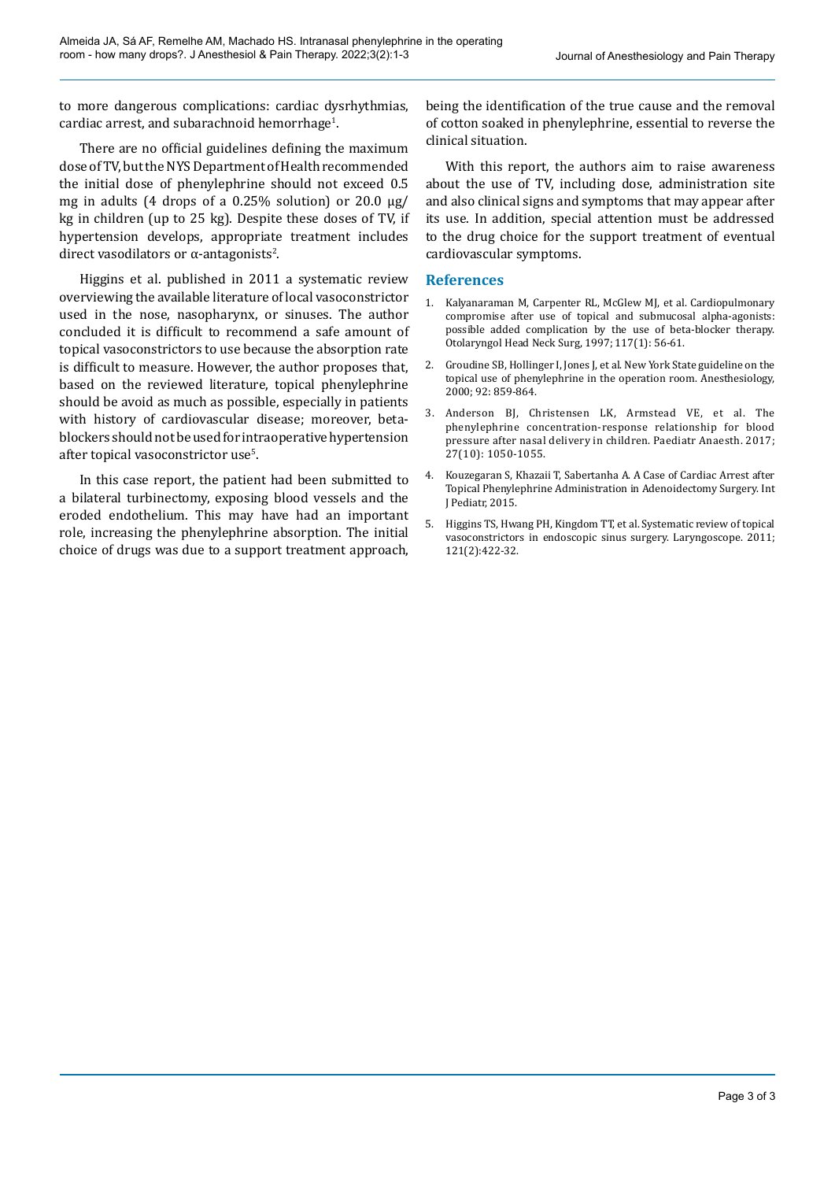to more dangerous complications: cardiac dysrhythmias, cardiac arrest, and subarachnoid hemorrhage[1].

There are no official guidelines defining the maximum dose of TV, but the NYS Department of Health recommended the initial dose of phenylephrine should not exceed 0.5 mg in adults (4 drops of a 0.25% solution) or 20.0 µg/kg in children (up to 25 kg). Despite these doses of TV, if hypertension develops, appropriate treatment includes direct vasodilators or α-antagonists[2].

Higgins et al. published in 2011 a systematic review overviewing the available literature of local vasoconstrictor used in the nose, nasopharynx, or sinuses. The author concluded it is difficult to recommend a safe amount of topical vasoconstrictors to use because the absorption rate is difficult to measure. However, the author proposes that, based on the reviewed literature, topical phenylephrine should be avoid as much as possible, especially in patients with history of cardiovascular disease; moreover, beta-blockers should not be used for intraoperative hypertension after topical vasoconstrictor use[5].

In this case report, the patient had been submitted to a bilateral turbinectomy, exposing blood vessels and the eroded endothelium. This may have had an important role, increasing the phenylephrine absorption. The initial choice of drugs was due to a support treatment approach, being the identification of the true cause and the removal of cotton soaked in phenylephrine, essential to reverse the clinical situation.

With this report, the authors aim to raise awareness about the use of TV, including dose, administration site and also clinical signs and symptoms that may appear after its use. In addition, special attention must be addressed to the drug choice for the support treatment of eventual cardiovascular symptoms.

## References

1. Kalyanaraman M, Carpenter RL, McGlew MJ, et al. Cardiopulmonary compromise after use of topical and submucosal alpha-agonists: possible added complication by the use of beta-blocker therapy. Otolaryngol Head Neck Surg, 1997; 117(1): 56-61.
2. Groudine SB, Hollinger I, Jones J, et al. New York State guideline on the topical use of phenylephrine in the operation room. Anesthesiology, 2000; 92: 859-864.
3. Anderson BJ, Christensen LK, Armstead VE, et al. The phenylephrine concentration-response relationship for blood pressure after nasal delivery in children. Paediatr Anaesth. 2017; 27(10): 1050-1055.
4. Kouzegaran S, Khazaii T, Sabertanha A. A Case of Cardiac Arrest after Topical Phenylephrine Administration in Adenoidectomy Surgery. Int J Pediatr, 2015.
5. Higgins TS, Hwang PH, Kingdom TT, et al. Systematic review of topical vasoconstrictors in endoscopic sinus surgery. Laryngoscope. 2011; 121(2):422-32.